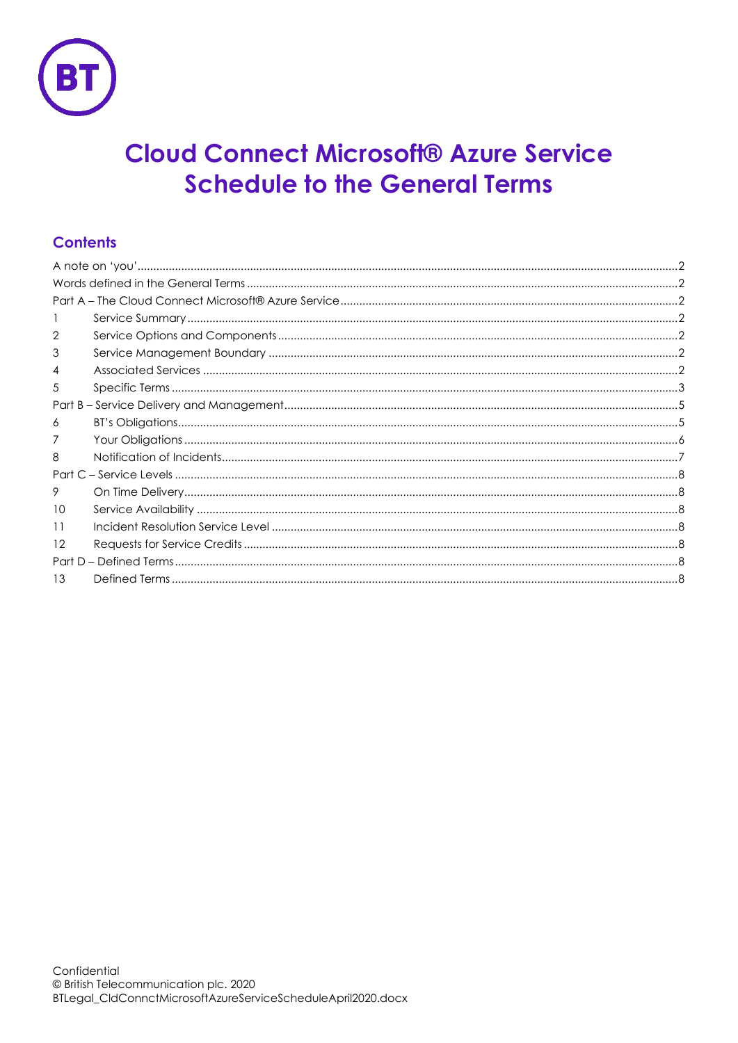# Cloud Connect Microsoft® Azure Service Schedule to the General Terms

## Contents

A note on 'you' .......... 2
Words defined in the General Terms .......... 2
Part A – The Cloud Connect Microsoft® Azure Service .......... 2
1 Service Summary .......... 2
2 Service Options and Components .......... 2
3 Service Management Boundary .......... 2
4 Associated Services .......... 2
5 Specific Terms .......... 3
Part B – Service Delivery and Management .......... 5
6 BT's Obligations .......... 5
7 Your Obligations .......... 6
8 Notification of Incidents .......... 7
Part C – Service Levels .......... 8
9 On Time Delivery .......... 8
10 Service Availability .......... 8
11 Incident Resolution Service Level .......... 8
12 Requests for Service Credits .......... 8
Part D – Defined Terms .......... 8
13 Defined Terms .......... 8

Confidential
© British Telecommunication plc. 2020
BTLegal_CldConnctMicrosoftAzureServiceScheduleApril2020.docx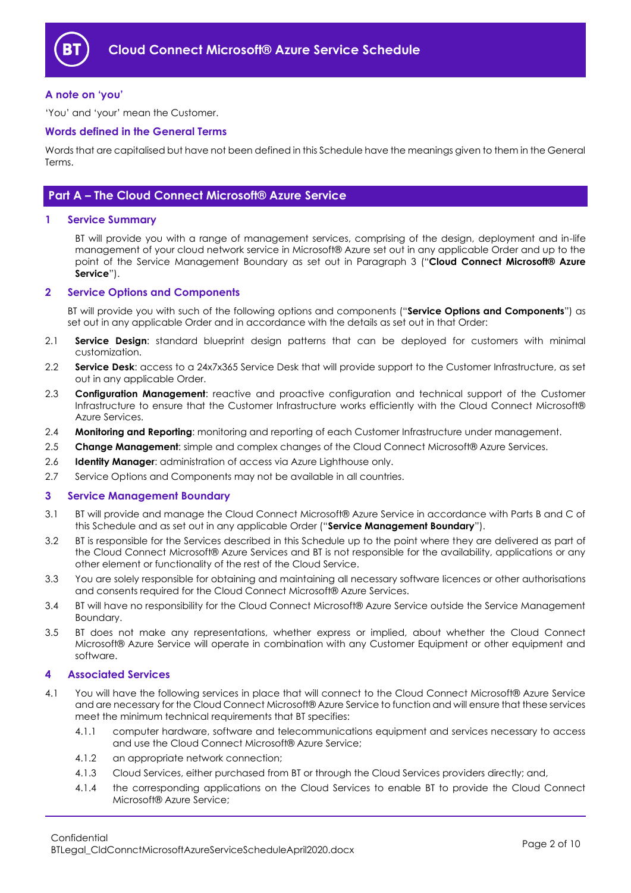## A note on 'you'

'You' and 'your' mean the Customer.

## Words defined in the General Terms

Words that are capitalised but have not been defined in this Schedule have the meanings given to them in the General Terms.

# Part A – The Cloud Connect Microsoft® Azure Service

## 1 Service Summary

BT will provide you with a range of management services, comprising of the design, deployment and in-life management of your cloud network service in Microsoft® Azure set out in any applicable Order and up to the point of the Service Management Boundary as set out in Paragraph 3 ("**Cloud Connect Microsoft® Azure Service**").

## 2 Service Options and Components

BT will provide you with such of the following options and components ("**Service Options and Components**") as set out in any applicable Order and in accordance with the details as set out in that Order:

2.1 **Service Design**: standard blueprint design patterns that can be deployed for customers with minimal customization.

2.2 **Service Desk**: access to a 24x7x365 Service Desk that will provide support to the Customer Infrastructure, as set out in any applicable Order.

2.3 **Configuration Management**: reactive and proactive configuration and technical support of the Customer Infrastructure to ensure that the Customer Infrastructure works efficiently with the Cloud Connect Microsoft® Azure Services.

2.4 **Monitoring and Reporting**: monitoring and reporting of each Customer Infrastructure under management.

2.5 **Change Management**: simple and complex changes of the Cloud Connect Microsoft® Azure Services.

2.6 **Identity Manager**: administration of access via Azure Lighthouse only.

2.7 Service Options and Components may not be available in all countries.

## 3 Service Management Boundary

3.1 BT will provide and manage the Cloud Connect Microsoft® Azure Service in accordance with Parts B and C of this Schedule and as set out in any applicable Order ("**Service Management Boundary**").

3.2 BT is responsible for the Services described in this Schedule up to the point where they are delivered as part of the Cloud Connect Microsoft® Azure Services and BT is not responsible for the availability, applications or any other element or functionality of the rest of the Cloud Service.

3.3 You are solely responsible for obtaining and maintaining all necessary software licences or other authorisations and consents required for the Cloud Connect Microsoft® Azure Services.

3.4 BT will have no responsibility for the Cloud Connect Microsoft® Azure Service outside the Service Management Boundary.

3.5 BT does not make any representations, whether express or implied, about whether the Cloud Connect Microsoft® Azure Service will operate in combination with any Customer Equipment or other equipment and software.

## 4 Associated Services

4.1 You will have the following services in place that will connect to the Cloud Connect Microsoft® Azure Service and are necessary for the Cloud Connect Microsoft® Azure Service to function and will ensure that these services meet the minimum technical requirements that BT specifies:

4.1.1 computer hardware, software and telecommunications equipment and services necessary to access and use the Cloud Connect Microsoft® Azure Service;

4.1.2 an appropriate network connection;

4.1.3 Cloud Services, either purchased from BT or through the Cloud Services providers directly; and,

4.1.4 the corresponding applications on the Cloud Services to enable BT to provide the Cloud Connect Microsoft® Azure Service;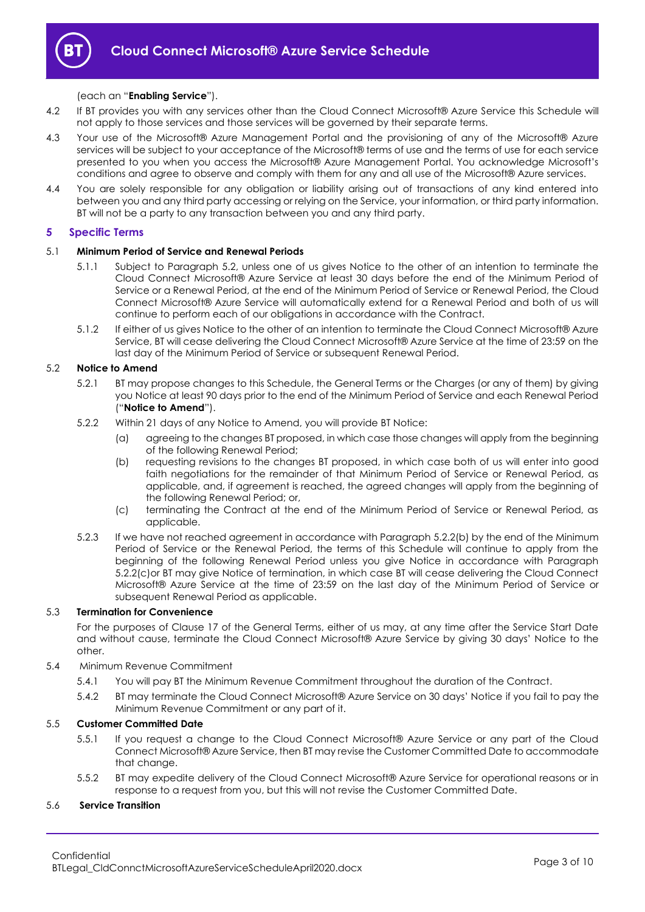(each an "**Enabling Service**").

4.2 If BT provides you with any services other than the Cloud Connect Microsoft® Azure Service this Schedule will not apply to those services and those services will be governed by their separate terms.

4.3 Your use of the Microsoft® Azure Management Portal and the provisioning of any of the Microsoft® Azure services will be subject to your acceptance of the Microsoft® terms of use and the terms of use for each service presented to you when you access the Microsoft® Azure Management Portal. You acknowledge Microsoft's conditions and agree to observe and comply with them for any and all use of the Microsoft® Azure services.

4.4 You are solely responsible for any obligation or liability arising out of transactions of any kind entered into between you and any third party accessing or relying on the Service, your information, or third party information. BT will not be a party to any transaction between you and any third party.

## 5 Specific Terms

5.1 **Minimum Period of Service and Renewal Periods**

5.1.1 Subject to Paragraph 5.2, unless one of us gives Notice to the other of an intention to terminate the Cloud Connect Microsoft® Azure Service at least 30 days before the end of the Minimum Period of Service or a Renewal Period, at the end of the Minimum Period of Service or Renewal Period, the Cloud Connect Microsoft® Azure Service will automatically extend for a Renewal Period and both of us will continue to perform each of our obligations in accordance with the Contract.

5.1.2 If either of us gives Notice to the other of an intention to terminate the Cloud Connect Microsoft® Azure Service, BT will cease delivering the Cloud Connect Microsoft® Azure Service at the time of 23:59 on the last day of the Minimum Period of Service or subsequent Renewal Period.

5.2 **Notice to Amend**

5.2.1 BT may propose changes to this Schedule, the General Terms or the Charges (or any of them) by giving you Notice at least 90 days prior to the end of the Minimum Period of Service and each Renewal Period ("**Notice to Amend**").

5.2.2 Within 21 days of any Notice to Amend, you will provide BT Notice:

(a) agreeing to the changes BT proposed, in which case those changes will apply from the beginning of the following Renewal Period;

(b) requesting revisions to the changes BT proposed, in which case both of us will enter into good faith negotiations for the remainder of that Minimum Period of Service or Renewal Period, as applicable, and, if agreement is reached, the agreed changes will apply from the beginning of the following Renewal Period; or,

(c) terminating the Contract at the end of the Minimum Period of Service or Renewal Period, as applicable.

5.2.3 If we have not reached agreement in accordance with Paragraph 5.2.2(b) by the end of the Minimum Period of Service or the Renewal Period, the terms of this Schedule will continue to apply from the beginning of the following Renewal Period unless you give Notice in accordance with Paragraph 5.2.2(c)or BT may give Notice of termination, in which case BT will cease delivering the Cloud Connect Microsoft® Azure Service at the time of 23:59 on the last day of the Minimum Period of Service or subsequent Renewal Period as applicable.

5.3 **Termination for Convenience**

For the purposes of Clause 17 of the General Terms, either of us may, at any time after the Service Start Date and without cause, terminate the Cloud Connect Microsoft® Azure Service by giving 30 days' Notice to the other.

5.4 Minimum Revenue Commitment

5.4.1 You will pay BT the Minimum Revenue Commitment throughout the duration of the Contract.

5.4.2 BT may terminate the Cloud Connect Microsoft® Azure Service on 30 days' Notice if you fail to pay the Minimum Revenue Commitment or any part of it.

5.5 **Customer Committed Date**

5.5.1 If you request a change to the Cloud Connect Microsoft® Azure Service or any part of the Cloud Connect Microsoft® Azure Service, then BT may revise the Customer Committed Date to accommodate that change.

5.5.2 BT may expedite delivery of the Cloud Connect Microsoft® Azure Service for operational reasons or in response to a request from you, but this will not revise the Customer Committed Date.

5.6 **Service Transition**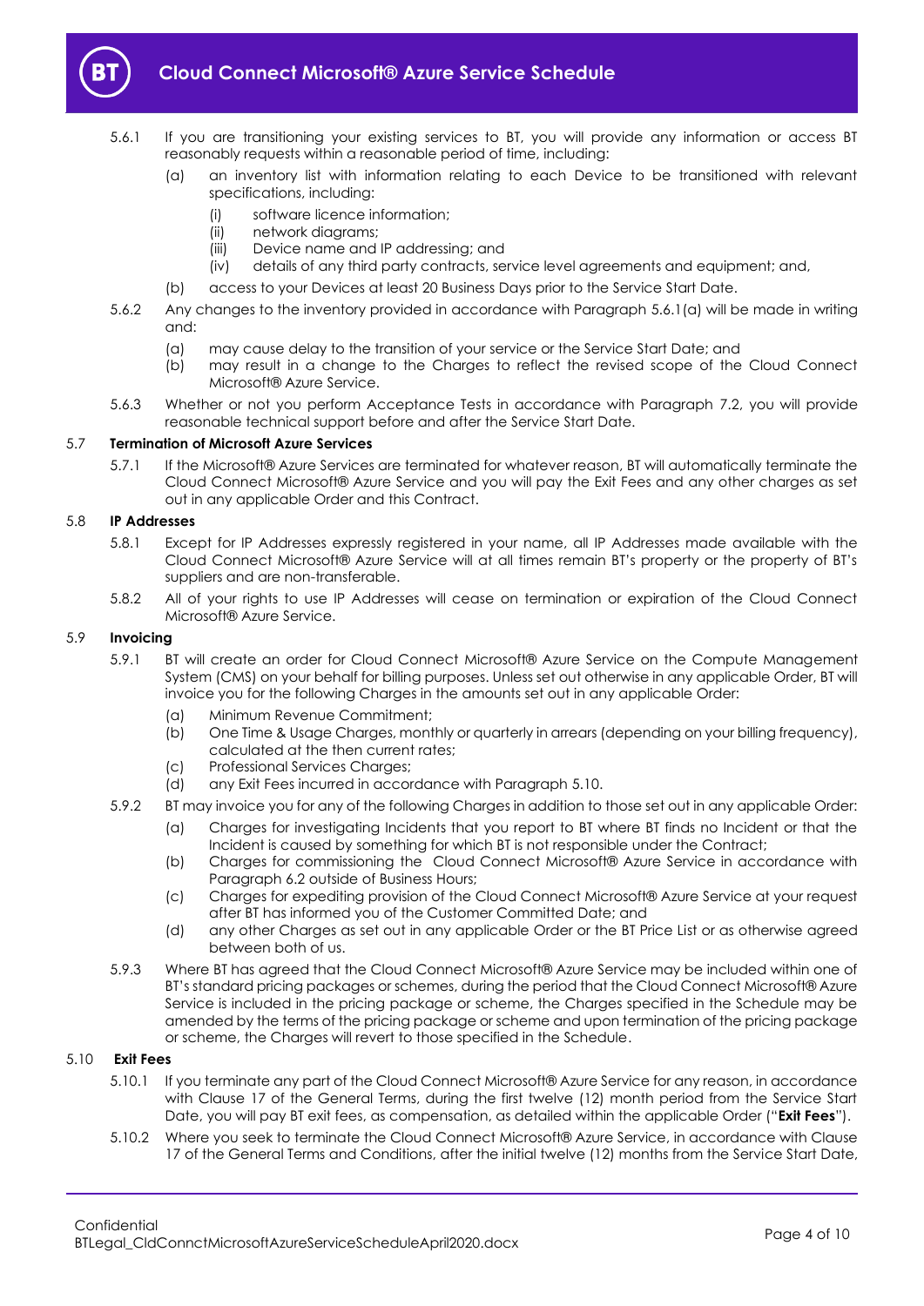5.6.1 If you are transitioning your existing services to BT, you will provide any information or access BT reasonably requests within a reasonable period of time, including:

(a) an inventory list with information relating to each Device to be transitioned with relevant specifications, including:

(i) software licence information;

(ii) network diagrams;

(iii) Device name and IP addressing; and

(iv) details of any third party contracts, service level agreements and equipment; and,

(b) access to your Devices at least 20 Business Days prior to the Service Start Date.

5.6.2 Any changes to the inventory provided in accordance with Paragraph 5.6.1(a) will be made in writing and:

(a) may cause delay to the transition of your service or the Service Start Date; and

(b) may result in a change to the Charges to reflect the revised scope of the Cloud Connect Microsoft® Azure Service.

5.6.3 Whether or not you perform Acceptance Tests in accordance with Paragraph 7.2, you will provide reasonable technical support before and after the Service Start Date.

### 5.7 Termination of Microsoft Azure Services

5.7.1 If the Microsoft® Azure Services are terminated for whatever reason, BT will automatically terminate the Cloud Connect Microsoft® Azure Service and you will pay the Exit Fees and any other charges as set out in any applicable Order and this Contract.

### 5.8 IP Addresses

5.8.1 Except for IP Addresses expressly registered in your name, all IP Addresses made available with the Cloud Connect Microsoft® Azure Service will at all times remain BT's property or the property of BT's suppliers and are non-transferable.

5.8.2 All of your rights to use IP Addresses will cease on termination or expiration of the Cloud Connect Microsoft® Azure Service.

### 5.9 Invoicing

5.9.1 BT will create an order for Cloud Connect Microsoft® Azure Service on the Compute Management System (CMS) on your behalf for billing purposes. Unless set out otherwise in any applicable Order, BT will invoice you for the following Charges in the amounts set out in any applicable Order:

(a) Minimum Revenue Commitment;

(b) One Time & Usage Charges, monthly or quarterly in arrears (depending on your billing frequency), calculated at the then current rates;

(c) Professional Services Charges;

(d) any Exit Fees incurred in accordance with Paragraph 5.10.

5.9.2 BT may invoice you for any of the following Charges in addition to those set out in any applicable Order:

(a) Charges for investigating Incidents that you report to BT where BT finds no Incident or that the Incident is caused by something for which BT is not responsible under the Contract;

(b) Charges for commissioning the Cloud Connect Microsoft® Azure Service in accordance with Paragraph 6.2 outside of Business Hours;

(c) Charges for expediting provision of the Cloud Connect Microsoft® Azure Service at your request after BT has informed you of the Customer Committed Date; and

(d) any other Charges as set out in any applicable Order or the BT Price List or as otherwise agreed between both of us.

5.9.3 Where BT has agreed that the Cloud Connect Microsoft® Azure Service may be included within one of BT's standard pricing packages or schemes, during the period that the Cloud Connect Microsoft® Azure Service is included in the pricing package or scheme, the Charges specified in the Schedule may be amended by the terms of the pricing package or scheme and upon termination of the pricing package or scheme, the Charges will revert to those specified in the Schedule.

### 5.10 Exit Fees

5.10.1 If you terminate any part of the Cloud Connect Microsoft® Azure Service for any reason, in accordance with Clause 17 of the General Terms, during the first twelve (12) month period from the Service Start Date, you will pay BT exit fees, as compensation, as detailed within the applicable Order ("**Exit Fees**").

5.10.2 Where you seek to terminate the Cloud Connect Microsoft® Azure Service, in accordance with Clause 17 of the General Terms and Conditions, after the initial twelve (12) months from the Service Start Date,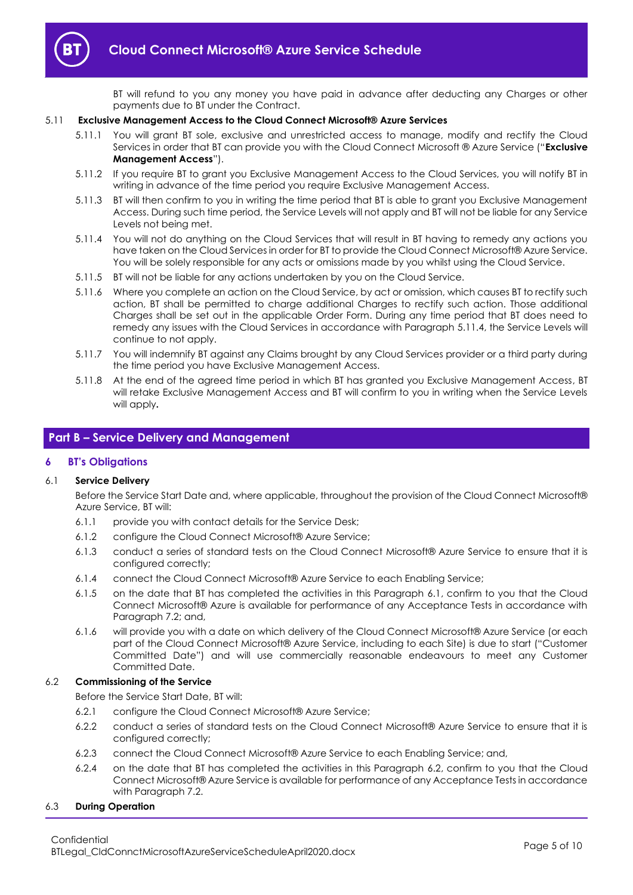BT will refund to you any money you have paid in advance after deducting any Charges or other payments due to BT under the Contract.

5.11 **Exclusive Management Access to the Cloud Connect Microsoft® Azure Services**

5.11.1 You will grant BT sole, exclusive and unrestricted access to manage, modify and rectify the Cloud Services in order that BT can provide you with the Cloud Connect Microsoft ® Azure Service ("**Exclusive Management Access**").

5.11.2 If you require BT to grant you Exclusive Management Access to the Cloud Services, you will notify BT in writing in advance of the time period you require Exclusive Management Access.

5.11.3 BT will then confirm to you in writing the time period that BT is able to grant you Exclusive Management Access. During such time period, the Service Levels will not apply and BT will not be liable for any Service Levels not being met.

5.11.4 You will not do anything on the Cloud Services that will result in BT having to remedy any actions you have taken on the Cloud Services in order for BT to provide the Cloud Connect Microsoft® Azure Service. You will be solely responsible for any acts or omissions made by you whilst using the Cloud Service.

5.11.5 BT will not be liable for any actions undertaken by you on the Cloud Service.

5.11.6 Where you complete an action on the Cloud Service, by act or omission, which causes BT to rectify such action, BT shall be permitted to charge additional Charges to rectify such action. Those additional Charges shall be set out in the applicable Order Form. During any time period that BT does need to remedy any issues with the Cloud Services in accordance with Paragraph 5.11.4, the Service Levels will continue to not apply.

5.11.7 You will indemnify BT against any Claims brought by any Cloud Services provider or a third party during the time period you have Exclusive Management Access.

5.11.8 At the end of the agreed time period in which BT has granted you Exclusive Management Access, BT will retake Exclusive Management Access and BT will confirm to you in writing when the Service Levels will apply**.**

## Part B – Service Delivery and Management

### 6 BT's Obligations

6.1 **Service Delivery**

Before the Service Start Date and, where applicable, throughout the provision of the Cloud Connect Microsoft® Azure Service, BT will:

6.1.1 provide you with contact details for the Service Desk;

6.1.2 configure the Cloud Connect Microsoft® Azure Service;

6.1.3 conduct a series of standard tests on the Cloud Connect Microsoft® Azure Service to ensure that it is configured correctly;

6.1.4 connect the Cloud Connect Microsoft® Azure Service to each Enabling Service;

6.1.5 on the date that BT has completed the activities in this Paragraph 6.1, confirm to you that the Cloud Connect Microsoft® Azure is available for performance of any Acceptance Tests in accordance with Paragraph 7.2; and,

6.1.6 will provide you with a date on which delivery of the Cloud Connect Microsoft® Azure Service (or each part of the Cloud Connect Microsoft® Azure Service, including to each Site) is due to start ("Customer Committed Date") and will use commercially reasonable endeavours to meet any Customer Committed Date.

6.2 **Commissioning of the Service**

Before the Service Start Date, BT will:

6.2.1 configure the Cloud Connect Microsoft® Azure Service;

6.2.2 conduct a series of standard tests on the Cloud Connect Microsoft® Azure Service to ensure that it is configured correctly;

6.2.3 connect the Cloud Connect Microsoft® Azure Service to each Enabling Service; and,

6.2.4 on the date that BT has completed the activities in this Paragraph 6.2, confirm to you that the Cloud Connect Microsoft® Azure Service is available for performance of any Acceptance Tests in accordance with Paragraph 7.2.

6.3 **During Operation**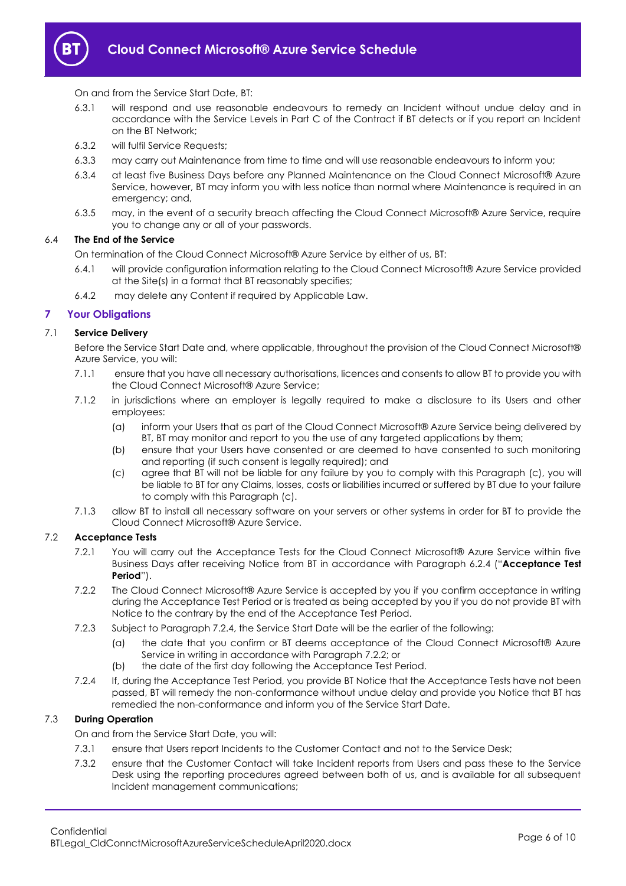On and from the Service Start Date, BT:

6.3.1 will respond and use reasonable endeavours to remedy an Incident without undue delay and in accordance with the Service Levels in Part C of the Contract if BT detects or if you report an Incident on the BT Network;

6.3.2 will fulfil Service Requests;

6.3.3 may carry out Maintenance from time to time and will use reasonable endeavours to inform you;

6.3.4 at least five Business Days before any Planned Maintenance on the Cloud Connect Microsoft® Azure Service, however, BT may inform you with less notice than normal where Maintenance is required in an emergency; and,

6.3.5 may, in the event of a security breach affecting the Cloud Connect Microsoft® Azure Service, require you to change any or all of your passwords.

6.4 **The End of the Service**

On termination of the Cloud Connect Microsoft® Azure Service by either of us, BT:

6.4.1 will provide configuration information relating to the Cloud Connect Microsoft® Azure Service provided at the Site(s) in a format that BT reasonably specifies;

6.4.2 may delete any Content if required by Applicable Law.

## 7 Your Obligations

7.1 **Service Delivery**

Before the Service Start Date and, where applicable, throughout the provision of the Cloud Connect Microsoft® Azure Service, you will:

7.1.1 ensure that you have all necessary authorisations, licences and consents to allow BT to provide you with the Cloud Connect Microsoft® Azure Service;

7.1.2 in jurisdictions where an employer is legally required to make a disclosure to its Users and other employees:

(a) inform your Users that as part of the Cloud Connect Microsoft® Azure Service being delivered by BT, BT may monitor and report to you the use of any targeted applications by them;

(b) ensure that your Users have consented or are deemed to have consented to such monitoring and reporting (if such consent is legally required); and

(c) agree that BT will not be liable for any failure by you to comply with this Paragraph (c), you will be liable to BT for any Claims, losses, costs or liabilities incurred or suffered by BT due to your failure to comply with this Paragraph (c).

7.1.3 allow BT to install all necessary software on your servers or other systems in order for BT to provide the Cloud Connect Microsoft® Azure Service.

7.2 **Acceptance Tests**

7.2.1 You will carry out the Acceptance Tests for the Cloud Connect Microsoft® Azure Service within five Business Days after receiving Notice from BT in accordance with Paragraph 6.2.4 ("**Acceptance Test Period**").

7.2.2 The Cloud Connect Microsoft® Azure Service is accepted by you if you confirm acceptance in writing during the Acceptance Test Period or is treated as being accepted by you if you do not provide BT with Notice to the contrary by the end of the Acceptance Test Period.

7.2.3 Subject to Paragraph 7.2.4, the Service Start Date will be the earlier of the following:

(a) the date that you confirm or BT deems acceptance of the Cloud Connect Microsoft® Azure Service in writing in accordance with Paragraph 7.2.2; or

(b) the date of the first day following the Acceptance Test Period.

7.2.4 If, during the Acceptance Test Period, you provide BT Notice that the Acceptance Tests have not been passed, BT will remedy the non-conformance without undue delay and provide you Notice that BT has remedied the non-conformance and inform you of the Service Start Date.

7.3 **During Operation**

On and from the Service Start Date, you will:

7.3.1 ensure that Users report Incidents to the Customer Contact and not to the Service Desk;

7.3.2 ensure that the Customer Contact will take Incident reports from Users and pass these to the Service Desk using the reporting procedures agreed between both of us, and is available for all subsequent Incident management communications;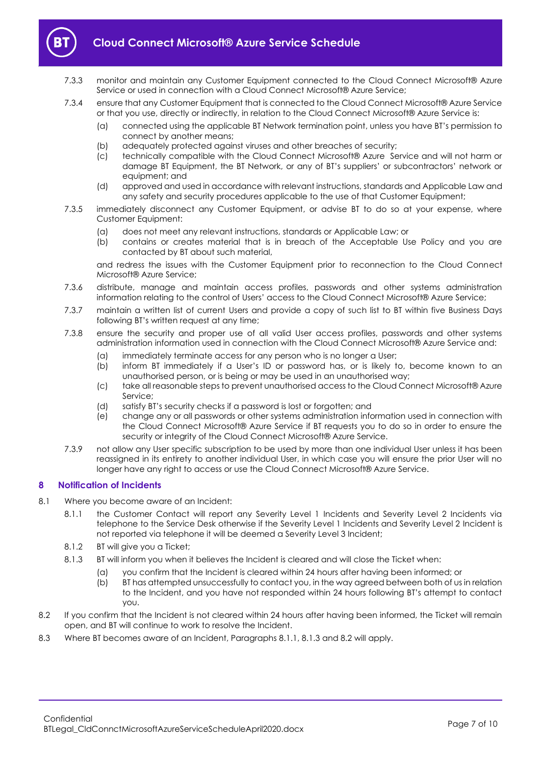7.3.3 monitor and maintain any Customer Equipment connected to the Cloud Connect Microsoft® Azure Service or used in connection with a Cloud Connect Microsoft® Azure Service;

7.3.4 ensure that any Customer Equipment that is connected to the Cloud Connect Microsoft® Azure Service or that you use, directly or indirectly, in relation to the Cloud Connect Microsoft® Azure Service is:

(a) connected using the applicable BT Network termination point, unless you have BT's permission to connect by another means;

(b) adequately protected against viruses and other breaches of security;

(c) technically compatible with the Cloud Connect Microsoft® Azure Service and will not harm or damage BT Equipment, the BT Network, or any of BT's suppliers' or subcontractors' network or equipment; and

(d) approved and used in accordance with relevant instructions, standards and Applicable Law and any safety and security procedures applicable to the use of that Customer Equipment;

7.3.5 immediately disconnect any Customer Equipment, or advise BT to do so at your expense, where Customer Equipment:

(a) does not meet any relevant instructions, standards or Applicable Law; or

(b) contains or creates material that is in breach of the Acceptable Use Policy and you are contacted by BT about such material,

and redress the issues with the Customer Equipment prior to reconnection to the Cloud Connect Microsoft® Azure Service;

7.3.6 distribute, manage and maintain access profiles, passwords and other systems administration information relating to the control of Users' access to the Cloud Connect Microsoft® Azure Service;

7.3.7 maintain a written list of current Users and provide a copy of such list to BT within five Business Days following BT's written request at any time;

7.3.8 ensure the security and proper use of all valid User access profiles, passwords and other systems administration information used in connection with the Cloud Connect Microsoft® Azure Service and:

(a) immediately terminate access for any person who is no longer a User;

(b) inform BT immediately if a User's ID or password has, or is likely to, become known to an unauthorised person, or is being or may be used in an unauthorised way;

(c) take all reasonable steps to prevent unauthorised access to the Cloud Connect Microsoft® Azure Service;

(d) satisfy BT's security checks if a password is lost or forgotten; and

(e) change any or all passwords or other systems administration information used in connection with the Cloud Connect Microsoft® Azure Service if BT requests you to do so in order to ensure the security or integrity of the Cloud Connect Microsoft® Azure Service.

7.3.9 not allow any User specific subscription to be used by more than one individual User unless it has been reassigned in its entirety to another individual User, in which case you will ensure the prior User will no longer have any right to access or use the Cloud Connect Microsoft® Azure Service.

## 8 Notification of Incidents

8.1 Where you become aware of an Incident:

8.1.1 the Customer Contact will report any Severity Level 1 Incidents and Severity Level 2 Incidents via telephone to the Service Desk otherwise if the Severity Level 1 Incidents and Severity Level 2 Incident is not reported via telephone it will be deemed a Severity Level 3 Incident;

8.1.2 BT will give you a Ticket;

8.1.3 BT will inform you when it believes the Incident is cleared and will close the Ticket when:

(a) you confirm that the Incident is cleared within 24 hours after having been informed; or

(b) BT has attempted unsuccessfully to contact you, in the way agreed between both of us in relation to the Incident, and you have not responded within 24 hours following BT's attempt to contact you.

8.2 If you confirm that the Incident is not cleared within 24 hours after having been informed, the Ticket will remain open, and BT will continue to work to resolve the Incident.

8.3 Where BT becomes aware of an Incident, Paragraphs 8.1.1, 8.1.3 and 8.2 will apply.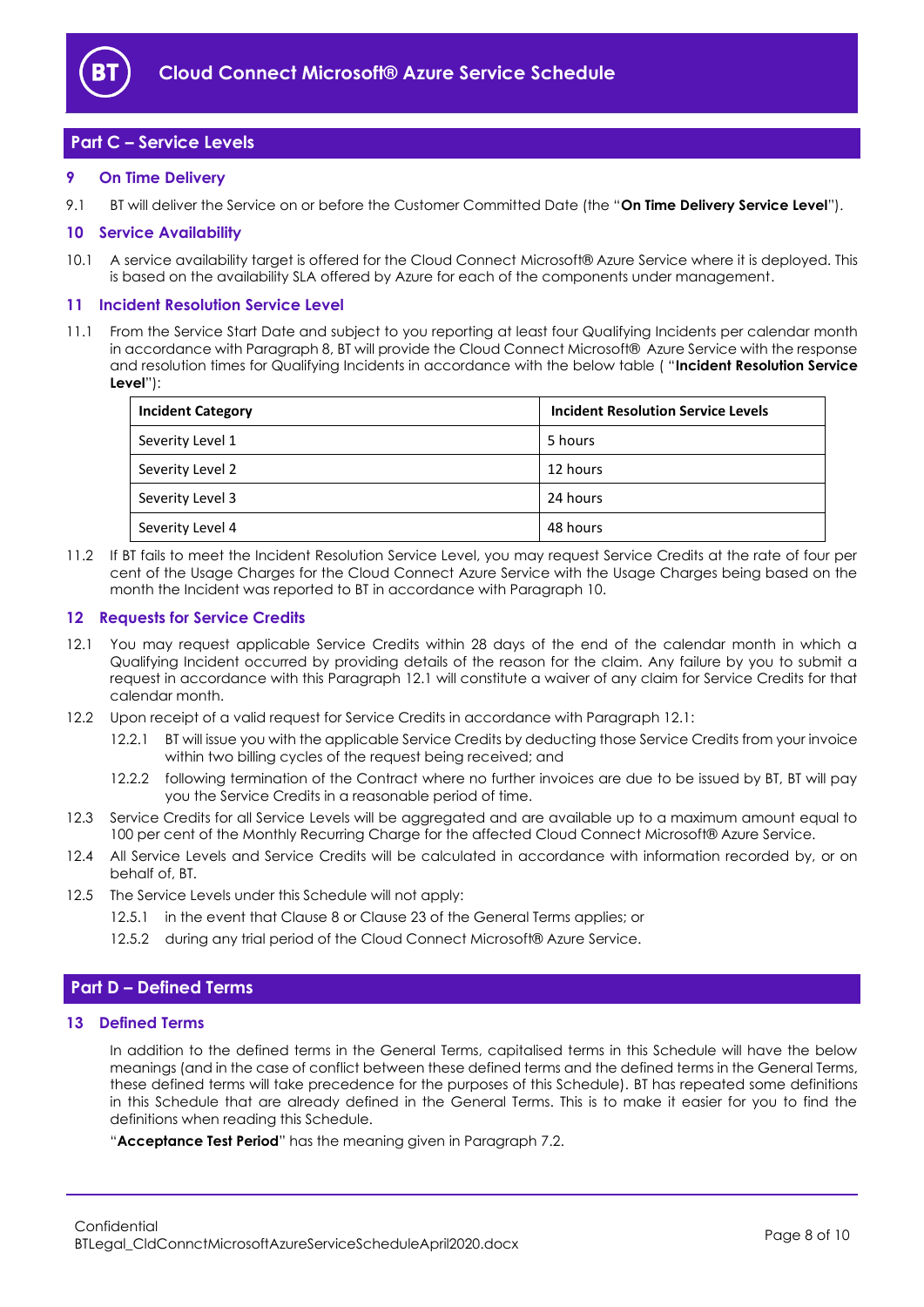## Part C – Service Levels

### 9 On Time Delivery

9.1 BT will deliver the Service on or before the Customer Committed Date (the "**On Time Delivery Service Level**").

### 10 Service Availability

10.1 A service availability target is offered for the Cloud Connect Microsoft® Azure Service where it is deployed. This is based on the availability SLA offered by Azure for each of the components under management.

### 11 Incident Resolution Service Level

11.1 From the Service Start Date and subject to you reporting at least four Qualifying Incidents per calendar month in accordance with Paragraph 8, BT will provide the Cloud Connect Microsoft® Azure Service with the response and resolution times for Qualifying Incidents in accordance with the below table ( "**Incident Resolution Service Level**"):

| Incident Category | Incident Resolution Service Levels |
|---|---|
| Severity Level 1 | 5 hours |
| Severity Level 2 | 12 hours |
| Severity Level 3 | 24 hours |
| Severity Level 4 | 48 hours |

11.2 If BT fails to meet the Incident Resolution Service Level, you may request Service Credits at the rate of four per cent of the Usage Charges for the Cloud Connect Azure Service with the Usage Charges being based on the month the Incident was reported to BT in accordance with Paragraph 10.

### 12 Requests for Service Credits

12.1 You may request applicable Service Credits within 28 days of the end of the calendar month in which a Qualifying Incident occurred by providing details of the reason for the claim. Any failure by you to submit a request in accordance with this Paragraph 12.1 will constitute a waiver of any claim for Service Credits for that calendar month.

12.2 Upon receipt of a valid request for Service Credits in accordance with Paragraph 12.1:

12.2.1 BT will issue you with the applicable Service Credits by deducting those Service Credits from your invoice within two billing cycles of the request being received; and

12.2.2 following termination of the Contract where no further invoices are due to be issued by BT, BT will pay you the Service Credits in a reasonable period of time.

12.3 Service Credits for all Service Levels will be aggregated and are available up to a maximum amount equal to 100 per cent of the Monthly Recurring Charge for the affected Cloud Connect Microsoft® Azure Service.

12.4 All Service Levels and Service Credits will be calculated in accordance with information recorded by, or on behalf of, BT.

12.5 The Service Levels under this Schedule will not apply:

12.5.1 in the event that Clause 8 or Clause 23 of the General Terms applies; or

12.5.2 during any trial period of the Cloud Connect Microsoft® Azure Service.

## Part D – Defined Terms

### 13 Defined Terms

In addition to the defined terms in the General Terms, capitalised terms in this Schedule will have the below meanings (and in the case of conflict between these defined terms and the defined terms in the General Terms, these defined terms will take precedence for the purposes of this Schedule). BT has repeated some definitions in this Schedule that are already defined in the General Terms. This is to make it easier for you to find the definitions when reading this Schedule.

"**Acceptance Test Period**" has the meaning given in Paragraph 7.2.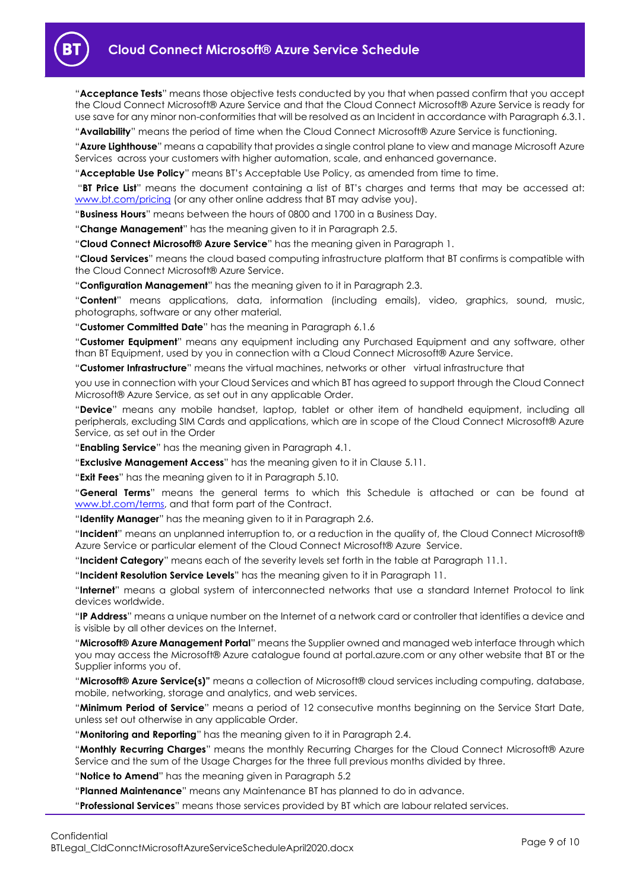"**Acceptance Tests**" means those objective tests conducted by you that when passed confirm that you accept the Cloud Connect Microsoft® Azure Service and that the Cloud Connect Microsoft® Azure Service is ready for use save for any minor non-conformities that will be resolved as an Incident in accordance with Paragraph 6.3.1.

"**Availability**" means the period of time when the Cloud Connect Microsoft® Azure Service is functioning.

"**Azure Lighthouse**" means a capability that provides a single control plane to view and manage Microsoft Azure Services across your customers with higher automation, scale, and enhanced governance.

"**Acceptable Use Policy**" means BT's Acceptable Use Policy, as amended from time to time.

"**BT Price List**" means the document containing a list of BT's charges and terms that may be accessed at: www.bt.com/pricing (or any other online address that BT may advise you).

"**Business Hours**" means between the hours of 0800 and 1700 in a Business Day.

"**Change Management**" has the meaning given to it in Paragraph 2.5.

"**Cloud Connect Microsoft® Azure Service**" has the meaning given in Paragraph 1.

"**Cloud Services**" means the cloud based computing infrastructure platform that BT confirms is compatible with the Cloud Connect Microsoft® Azure Service.

"**Configuration Management**" has the meaning given to it in Paragraph 2.3.

"**Content**" means applications, data, information (including emails), video, graphics, sound, music, photographs, software or any other material.

"**Customer Committed Date**" has the meaning in Paragraph 6.1.6

"**Customer Equipment**" means any equipment including any Purchased Equipment and any software, other than BT Equipment, used by you in connection with a Cloud Connect Microsoft® Azure Service.

"**Customer Infrastructure**" means the virtual machines, networks or other virtual infrastructure that you use in connection with your Cloud Services and which BT has agreed to support through the Cloud Connect Microsoft® Azure Service, as set out in any applicable Order.

"**Device**" means any mobile handset, laptop, tablet or other item of handheld equipment, including all peripherals, excluding SIM Cards and applications, which are in scope of the Cloud Connect Microsoft® Azure Service, as set out in the Order

"**Enabling Service**" has the meaning given in Paragraph 4.1.

"**Exclusive Management Access**" has the meaning given to it in Clause 5.11.

"**Exit Fees**" has the meaning given to it in Paragraph 5.10.

"**General Terms**" means the general terms to which this Schedule is attached or can be found at www.bt.com/terms, and that form part of the Contract.

"**Identity Manager**" has the meaning given to it in Paragraph 2.6.

"**Incident**" means an unplanned interruption to, or a reduction in the quality of, the Cloud Connect Microsoft® Azure Service or particular element of the Cloud Connect Microsoft® Azure Service.

"**Incident Category**" means each of the severity levels set forth in the table at Paragraph 11.1.

"**Incident Resolution Service Levels**" has the meaning given to it in Paragraph 11.

"**Internet**" means a global system of interconnected networks that use a standard Internet Protocol to link devices worldwide.

"**IP Address**" means a unique number on the Internet of a network card or controller that identifies a device and is visible by all other devices on the Internet.

"**Microsoft® Azure Management Portal**" means the Supplier owned and managed web interface through which you may access the Microsoft® Azure catalogue found at portal.azure.com or any other website that BT or the Supplier informs you of.

"**Microsoft® Azure Service(s)**" means a collection of Microsoft® cloud services including computing, database, mobile, networking, storage and analytics, and web services.

"**Minimum Period of Service**" means a period of 12 consecutive months beginning on the Service Start Date, unless set out otherwise in any applicable Order.

"**Monitoring and Reporting**" has the meaning given to it in Paragraph 2.4.

"**Monthly Recurring Charges**" means the monthly Recurring Charges for the Cloud Connect Microsoft® Azure Service and the sum of the Usage Charges for the three full previous months divided by three.

"**Notice to Amend**" has the meaning given in Paragraph 5.2

"**Planned Maintenance**" means any Maintenance BT has planned to do in advance.

"**Professional Services**" means those services provided by BT which are labour related services.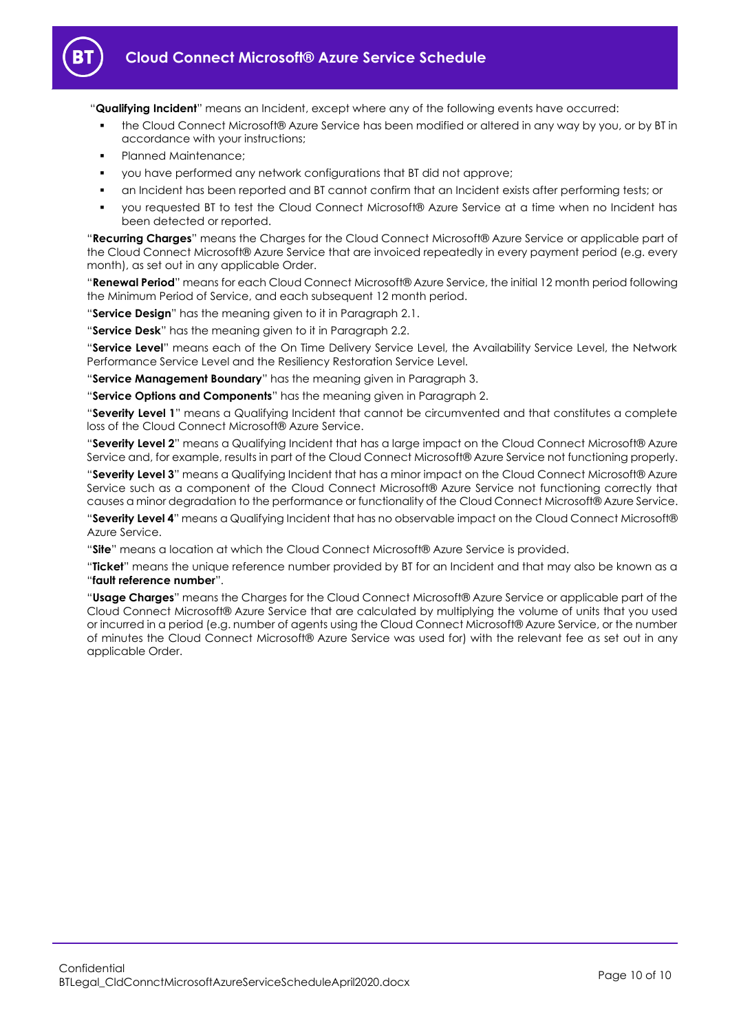"**Qualifying Incident**" means an Incident, except where any of the following events have occurred:

- the Cloud Connect Microsoft® Azure Service has been modified or altered in any way by you, or by BT in accordance with your instructions;
- Planned Maintenance;
- you have performed any network configurations that BT did not approve;
- an Incident has been reported and BT cannot confirm that an Incident exists after performing tests; or
- you requested BT to test the Cloud Connect Microsoft® Azure Service at a time when no Incident has been detected or reported.

"**Recurring Charges**" means the Charges for the Cloud Connect Microsoft® Azure Service or applicable part of the Cloud Connect Microsoft® Azure Service that are invoiced repeatedly in every payment period (e.g. every month), as set out in any applicable Order.

"**Renewal Period**" means for each Cloud Connect Microsoft® Azure Service, the initial 12 month period following the Minimum Period of Service, and each subsequent 12 month period.

"**Service Design**" has the meaning given to it in Paragraph 2.1.

"**Service Desk**" has the meaning given to it in Paragraph 2.2.

"**Service Level**" means each of the On Time Delivery Service Level, the Availability Service Level, the Network Performance Service Level and the Resiliency Restoration Service Level.

"**Service Management Boundary**" has the meaning given in Paragraph 3.

"**Service Options and Components**" has the meaning given in Paragraph 2.

"**Severity Level 1**" means a Qualifying Incident that cannot be circumvented and that constitutes a complete loss of the Cloud Connect Microsoft® Azure Service.

"**Severity Level 2**" means a Qualifying Incident that has a large impact on the Cloud Connect Microsoft® Azure Service and, for example, results in part of the Cloud Connect Microsoft® Azure Service not functioning properly.

"**Severity Level 3**" means a Qualifying Incident that has a minor impact on the Cloud Connect Microsoft® Azure Service such as a component of the Cloud Connect Microsoft® Azure Service not functioning correctly that causes a minor degradation to the performance or functionality of the Cloud Connect Microsoft® Azure Service.

"**Severity Level 4**" means a Qualifying Incident that has no observable impact on the Cloud Connect Microsoft® Azure Service.

"**Site**" means a location at which the Cloud Connect Microsoft® Azure Service is provided.

"**Ticket**" means the unique reference number provided by BT for an Incident and that may also be known as a "**fault reference number**".

"**Usage Charges**" means the Charges for the Cloud Connect Microsoft® Azure Service or applicable part of the Cloud Connect Microsoft® Azure Service that are calculated by multiplying the volume of units that you used or incurred in a period (e.g. number of agents using the Cloud Connect Microsoft® Azure Service, or the number of minutes the Cloud Connect Microsoft® Azure Service was used for) with the relevant fee as set out in any applicable Order.